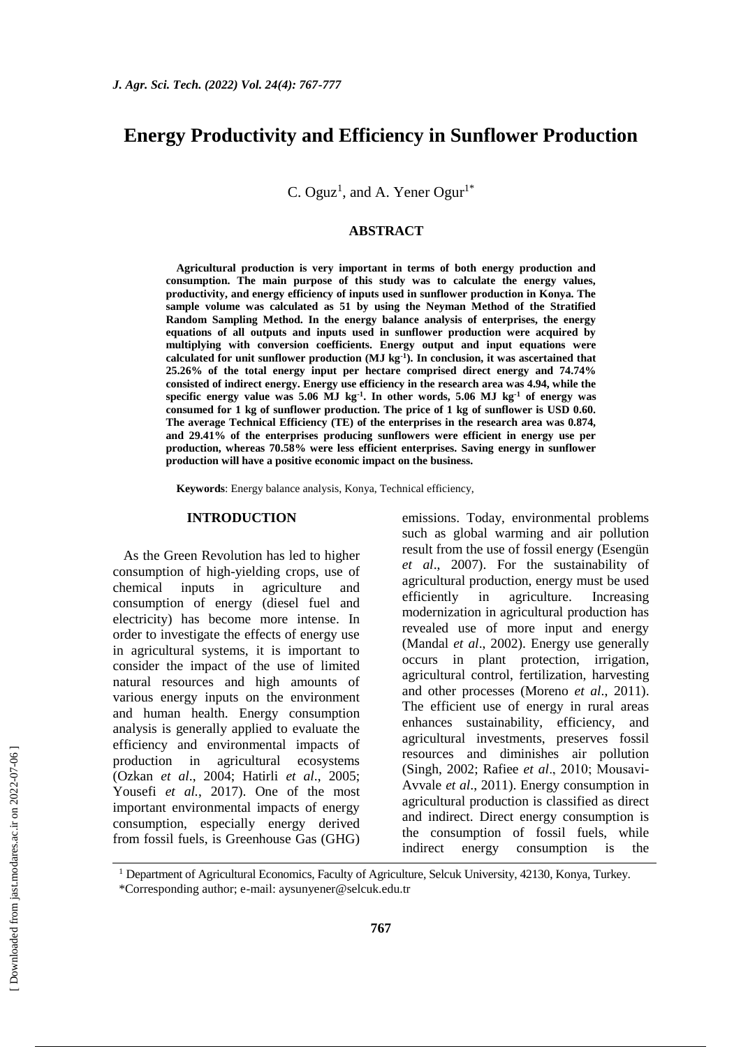# Energy Productivity and Efficiency in Sunflower Production

C. Oguz[1], and A. Yener Ogur[1*]

## ABSTRACT

**Agricultural production is very important in terms of both energy production and consumption. The main purpose of this study was to calculate the energy values, productivity, and energy efficiency of inputs used in sunflower production in Konya. The sample volume was calculated as 51 by using the Neyman Method of the Stratified Random Sampling Method. In the energy balance analysis of enterprises, the energy equations of all outputs and inputs used in sunflower production were acquired by multiplying with conversion coefficients. Energy output and input equations were calculated for unit sunflower production (MJ kg$^{-1}$). In conclusion, it was ascertained that 25.26% of the total energy input per hectare comprised direct energy and 74.74% consisted of indirect energy. Energy use efficiency in the research area was 4.94, while the specific energy value was 5.06 MJ kg$^{-1}$. In other words, 5.06 MJ kg$^{-1}$ of energy was consumed for 1 kg of sunflower production. The price of 1 kg of sunflower is USD 0.60. The average Technical Efficiency (TE) of the enterprises in the research area was 0.874, and 29.41% of the enterprises producing sunflowers were efficient in energy use per production, whereas 70.58% were less efficient enterprises. Saving energy in sunflower production will have a positive economic impact on the business.**

**Keywords**: Energy balance analysis, Konya, Technical efficiency,

## INTRODUCTION

As the Green Revolution has led to higher consumption of high-yielding crops, use of chemical inputs in agriculture and consumption of energy (diesel fuel and electricity) has become more intense. In order to investigate the effects of energy use in agricultural systems, it is important to consider the impact of the use of limited natural resources and high amounts of various energy inputs on the environment and human health. Energy consumption analysis is generally applied to evaluate the efficiency and environmental impacts of production in agricultural ecosystems (Ozkan *et al*., 2004; Hatirli *et al*., 2005; Yousefi *et al.*, 2017). One of the most important environmental impacts of energy consumption, especially energy derived from fossil fuels, is Greenhouse Gas (GHG) emissions. Today, environmental problems such as global warming and air pollution result from the use of fossil energy (Esengün *et al*., 2007). For the sustainability of agricultural production, energy must be used efficiently in agriculture. Increasing modernization in agricultural production has revealed use of more input and energy (Mandal *et al*., 2002). Energy use generally occurs in plant protection, irrigation, agricultural control, fertilization, harvesting and other processes (Moreno *et al*., 2011). The efficient use of energy in rural areas enhances sustainability, efficiency, and agricultural investments, preserves fossil resources and diminishes air pollution (Singh, 2002; Rafiee *et al*., 2010; Mousavi-Avvale *et al*., 2011). Energy consumption in agricultural production is classified as direct and indirect. Direct energy consumption is the consumption of fossil fuels, while indirect energy consumption is the

---

[1] Department of Agricultural Economics, Faculty of Agriculture, Selcuk University, 42130, Konya, Turkey.

*Corresponding author; e-mail: aysunyener@selcuk.edu.tr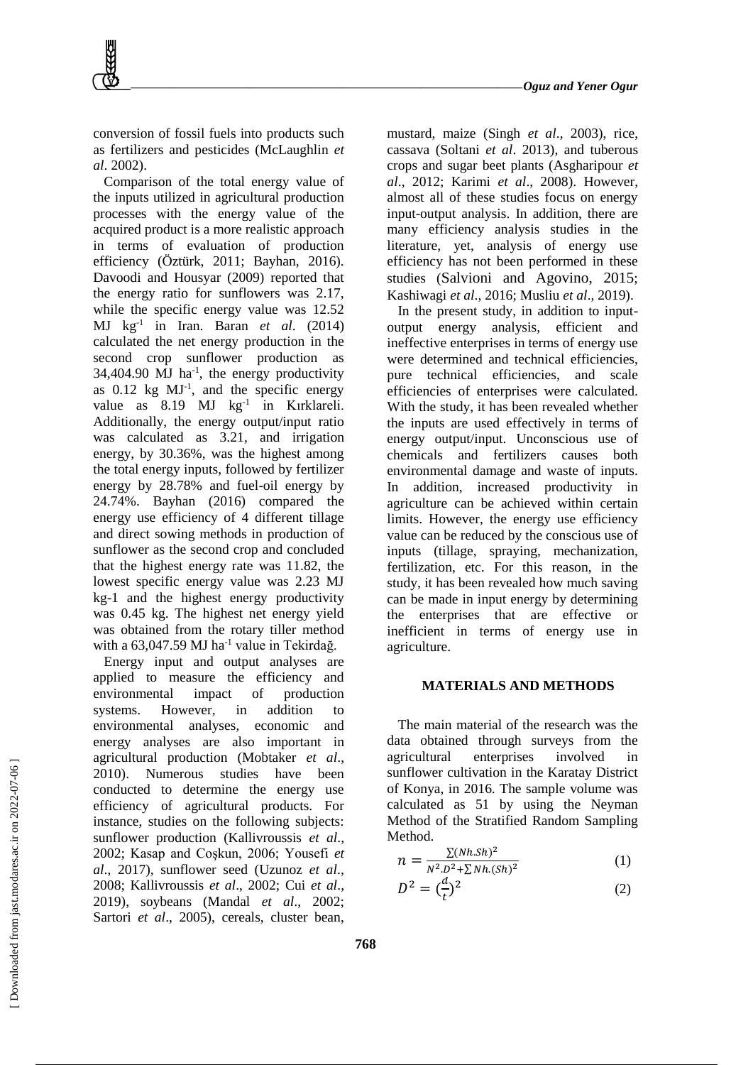conversion of fossil fuels into products such as fertilizers and pesticides (McLaughlin *et al*. 2002).

Comparison of the total energy value of the inputs utilized in agricultural production processes with the energy value of the acquired product is a more realistic approach in terms of evaluation of production efficiency (Öztürk, 2011; Bayhan, 2016). Davoodi and Housyar (2009) reported that the energy ratio for sunflowers was 2.17, while the specific energy value was 12.52 MJ $kg^{-1}$ in Iran. Baran *et al*. (2014) calculated the net energy production in the second crop sunflower production as 34,404.90 MJ $ha^{-1}$, the energy productivity as 0.12 kg $MJ^{-1}$, and the specific energy value as 8.19 MJ $kg^{-1}$ in Kırklareli. Additionally, the energy output/input ratio was calculated as 3.21, and irrigation energy, by 30.36%, was the highest among the total energy inputs, followed by fertilizer energy by 28.78% and fuel-oil energy by 24.74%. Bayhan (2016) compared the energy use efficiency of 4 different tillage and direct sowing methods in production of sunflower as the second crop and concluded that the highest energy rate was 11.82, the lowest specific energy value was 2.23 MJ kg-1 and the highest energy productivity was 0.45 kg. The highest net energy yield was obtained from the rotary tiller method with a 63,047.59 MJ $ha^{-1}$ value in Tekirdağ.

Energy input and output analyses are applied to measure the efficiency and environmental impact of production systems. However, in addition to environmental analyses, economic and energy analyses are also important in agricultural production (Mobtaker *et al*., 2010). Numerous studies have been conducted to determine the energy use efficiency of agricultural products. For instance, studies on the following subjects: sunflower production (Kallivroussis *et al*., 2002; Kasap and Coşkun, 2006; Yousefi *et al*., 2017), sunflower seed (Uzunoz *et al*., 2008; Kallivroussis *et al*., 2002; Cui *et al*., 2019), soybeans (Mandal *et al*., 2002; Sartori *et al*., 2005), cereals, cluster bean, mustard, maize (Singh *et al*., 2003), rice, cassava (Soltani *et al*. 2013), and tuberous crops and sugar beet plants (Asgharipour *et al*., 2012; Karimi *et al*., 2008). However, almost all of these studies focus on energy input-output analysis. In addition, there are many efficiency analysis studies in the literature, yet, analysis of energy use efficiency has not been performed in these studies (Salvioni and Agovino, 2015; Kashiwagi *et al*., 2016; Musliu *et al*., 2019).

In the present study, in addition to input-output energy analysis, efficient and ineffective enterprises in terms of energy use were determined and technical efficiencies, pure technical efficiencies, and scale efficiencies of enterprises were calculated. With the study, it has been revealed whether the inputs are used effectively in terms of energy output/input. Unconscious use of chemicals and fertilizers causes both environmental damage and waste of inputs. In addition, increased productivity in agriculture can be achieved within certain limits. However, the energy use efficiency value can be reduced by the conscious use of inputs (tillage, spraying, mechanization, fertilization, etc. For this reason, in the study, it has been revealed how much saving can be made in input energy by determining the enterprises that are effective or inefficient in terms of energy use in agriculture.

## MATERIALS AND METHODS

The main material of the research was the data obtained through surveys from the agricultural enterprises involved in sunflower cultivation in the Karatay District of Konya, in 2016. The sample volume was calculated as 51 by using the Neyman Method of the Stratified Random Sampling Method.

$$n = \frac{\sum(Nh.Sh)^2}{N^2.D^2+\sum Nh.(Sh)^2} \quad (1)$$

$$D^2 = (\frac{d}{t})^2 \quad (2)$$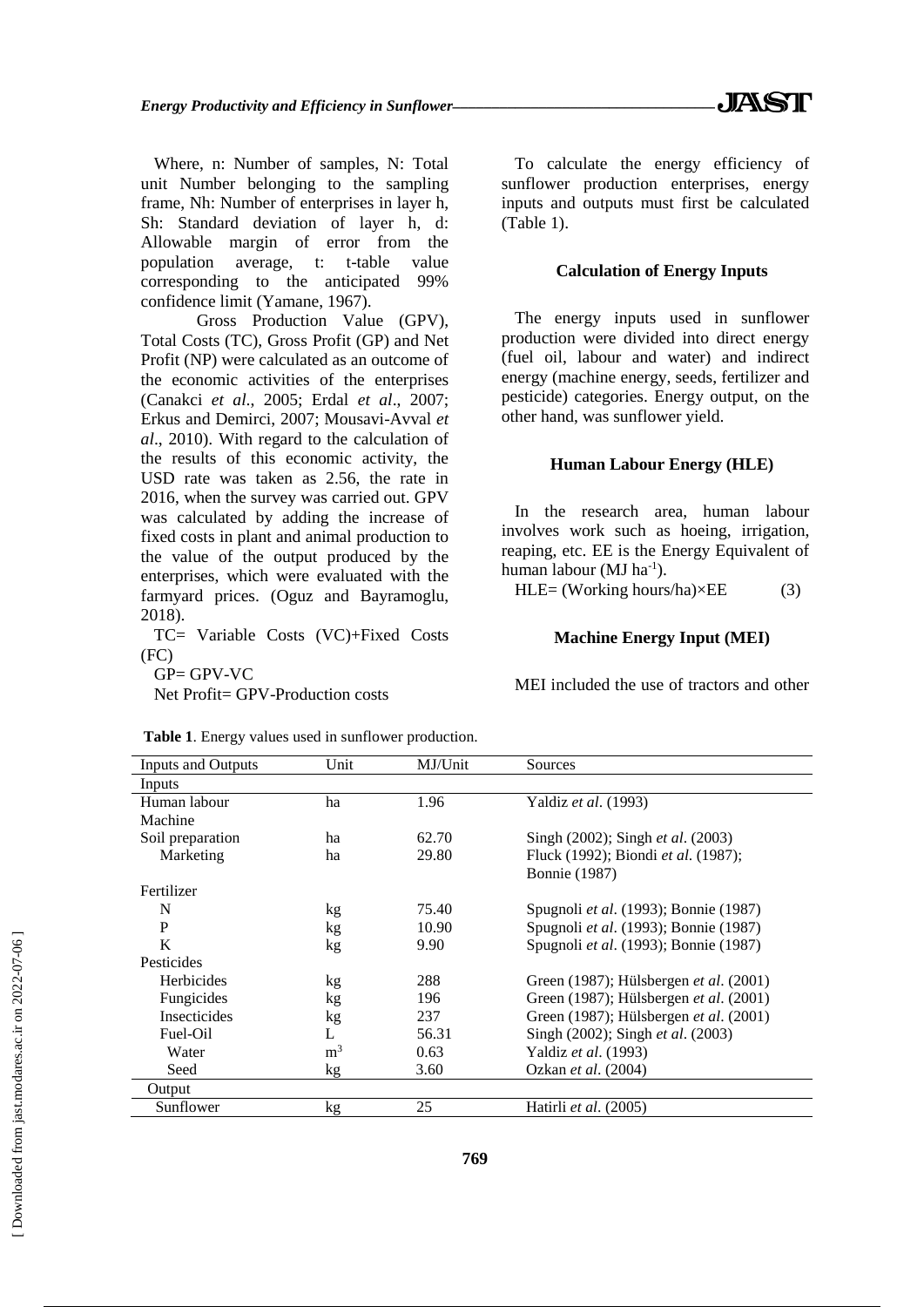Where, n: Number of samples, N: Total unit Number belonging to the sampling frame, Nh: Number of enterprises in layer h, Sh: Standard deviation of layer h, d: Allowable margin of error from the population average, t: t-table value corresponding to the anticipated 99% confidence limit (Yamane, 1967).

Gross Production Value (GPV), Total Costs (TC), Gross Profit (GP) and Net Profit (NP) were calculated as an outcome of the economic activities of the enterprises (Canakci *et al*., 2005; Erdal *et al*., 2007; Erkus and Demirci, 2007; Mousavi-Avval *et al*., 2010). With regard to the calculation of the results of this economic activity, the USD rate was taken as 2.56, the rate in 2016, when the survey was carried out. GPV was calculated by adding the increase of fixed costs in plant and animal production to the value of the output produced by the enterprises, which were evaluated with the farmyard prices. (Oguz and Bayramoglu, 2018).

TC= Variable Costs (VC)+Fixed Costs (FC)

GP= GPV-VC

Net Profit= GPV-Production costs

To calculate the energy efficiency of sunflower production enterprises, energy inputs and outputs must first be calculated (Table 1).

### Calculation of Energy Inputs

The energy inputs used in sunflower production were divided into direct energy (fuel oil, labour and water) and indirect energy (machine energy, seeds, fertilizer and pesticide) categories. Energy output, on the other hand, was sunflower yield.

### Human Labour Energy (HLE)

In the research area, human labour involves work such as hoeing, irrigation, reaping, etc. EE is the Energy Equivalent of human labour (MJ ha$^{-1}$).

HLE= (Working hours/ha)×EE (3)

### Machine Energy Input (MEI)

MEI included the use of tractors and other

**Table 1**. Energy values used in sunflower production.

| Inputs and Outputs | Unit | MJ/Unit | Sources |
|---|---|---|---|
| Inputs | | | |
| Human labour | ha | 1.96 | Yaldiz *et al*. (1993) |
| Machine | | | |
| Soil preparation | ha | 62.70 | Singh (2002); Singh *et al*. (2003) |
| Marketing | ha | 29.80 | Fluck (1992); Biondi *et al*. (1987); Bonnie (1987) |
| Fertilizer | | | |
| N | kg | 75.40 | Spugnoli *et al*. (1993); Bonnie (1987) |
| P | kg | 10.90 | Spugnoli *et al*. (1993); Bonnie (1987) |
| K | kg | 9.90 | Spugnoli *et al*. (1993); Bonnie (1987) |
| Pesticides | | | |
| Herbicides | kg | 288 | Green (1987); Hülsbergen *et al*. (2001) |
| Fungicides | kg | 196 | Green (1987); Hülsbergen *et al*. (2001) |
| Insecticides | kg | 237 | Green (1987); Hülsbergen *et al*. (2001) |
| Fuel-Oil | L | 56.31 | Singh (2002); Singh *et al*. (2003) |
| Water | m$^3$ | 0.63 | Yaldiz *et al*. (1993) |
| Seed | kg | 3.60 | Ozkan *et al*. (2004) |
| Output | | | |
| Sunflower | kg | 25 | Hatirli *et al*. (2005) |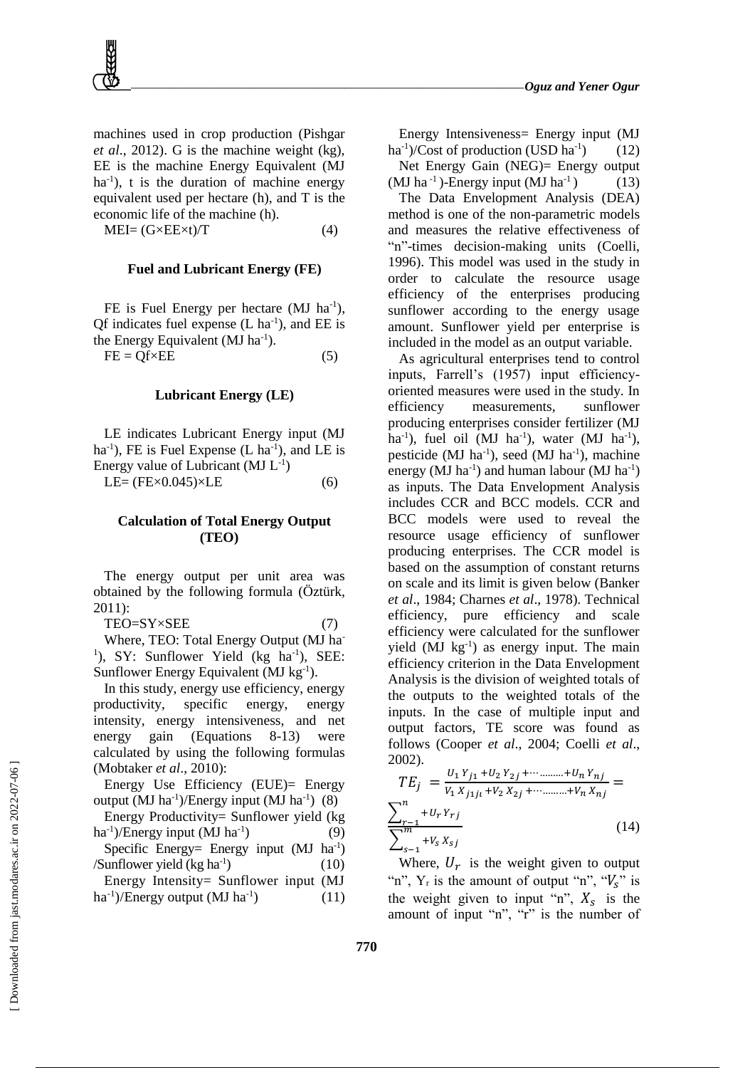machines used in crop production (Pishgar *et al*., 2012). G is the machine weight (kg), EE is the machine Energy Equivalent (MJ ha$^{-1}$), t is the duration of machine energy equivalent used per hectare (h), and T is the economic life of the machine (h).

$$MEI= (G×EE×t)/T \quad (4)$$

### Fuel and Lubricant Energy (FE)

FE is Fuel Energy per hectare (MJ ha$^{-1}$), Qf indicates fuel expense (L ha$^{-1}$), and EE is the Energy Equivalent (MJ ha$^{-1}$).

$$FE = Qf×EE \quad (5)$$

### Lubricant Energy (LE)

LE indicates Lubricant Energy input (MJ ha$^{-1}$), FE is Fuel Expense (L ha$^{-1}$), and LE is Energy value of Lubricant (MJ L$^{-1}$)

$$LE= (FE×0.045)×LE \quad (6)$$

### Calculation of Total Energy Output (TEO)

The energy output per unit area was obtained by the following formula (Öztürk, 2011):

$$TEO=SY×SEE \quad (7)$$

Where, TEO: Total Energy Output (MJ ha$^{-1}$), SY: Sunflower Yield (kg ha$^{-1}$), SEE: Sunflower Energy Equivalent (MJ kg$^{-1}$).

In this study, energy use efficiency, energy productivity, specific energy, energy intensity, energy intensiveness, and net energy gain (Equations 8-13) were calculated by using the following formulas (Mobtaker *et al*., 2010):

Energy Use Efficiency (EUE)= Energy output (MJ ha$^{-1}$)/Energy input (MJ ha$^{-1}$) (8)

Energy Productivity= Sunflower yield (kg ha$^{-1}$)/Energy input (MJ ha$^{-1}$) (9)

Specific Energy= Energy input (MJ ha$^{-1}$) /Sunflower yield (kg ha$^{-1}$) (10)

Energy Intensity= Sunflower input (MJ ha$^{-1}$)/Energy output (MJ ha$^{-1}$) (11)

Energy Intensiveness= Energy input (MJ ha$^{-1}$)/Cost of production (USD ha$^{-1}$) (12)

Net Energy Gain (NEG)= Energy output (MJ ha$^{-1}$)-Energy input (MJ ha$^{-1}$) (13)

The Data Envelopment Analysis (DEA) method is one of the non-parametric models and measures the relative effectiveness of "n"-times decision-making units (Coelli, 1996). This model was used in the study in order to calculate the resource usage efficiency of the enterprises producing sunflower according to the energy usage amount. Sunflower yield per enterprise is included in the model as an output variable.

As agricultural enterprises tend to control inputs, Farrell's (1957) input efficiency-oriented measures were used in the study. In efficiency measurements, sunflower producing enterprises consider fertilizer (MJ ha$^{-1}$), fuel oil (MJ ha$^{-1}$), water (MJ ha$^{-1}$), pesticide (MJ ha$^{-1}$), seed (MJ ha$^{-1}$), machine energy (MJ ha$^{-1}$) and human labour (MJ ha$^{-1}$) as inputs. The Data Envelopment Analysis includes CCR and BCC models. CCR and BCC models were used to reveal the resource usage efficiency of sunflower producing enterprises. The CCR model is based on the assumption of constant returns on scale and its limit is given below (Banker *et al*., 1984; Charnes *et al*., 1978). Technical efficiency, pure efficiency and scale efficiency were calculated for the sunflower yield (MJ kg$^{-1}$) as energy input. The main efficiency criterion in the Data Envelopment Analysis is the division of weighted totals of the outputs to the weighted totals of the inputs. In the case of multiple input and output factors, TE score was found as follows (Cooper *et al*., 2004; Coelli *et al*., 2002).

$$TE_j = \frac{U_1 Y_{j1} + U_2 Y_{2j} + \cdots\cdots + U_n Y_{nj}}{V_1 X_{j1jt} + V_2 X_{2j} + \cdots\cdots + V_n X_{nj}} = \frac{\sum_{r-1}^{n} + U_r Y_{rj}}{\sum_{s-1}^{m} + V_s X_{sj}} \quad (14)$$

Where, $U_r$ is the weight given to output "n", $Y_r$ is the amount of output "n", "$V_s$" is the weight given to input "n", $X_s$ is the amount of input "n", "r" is the number of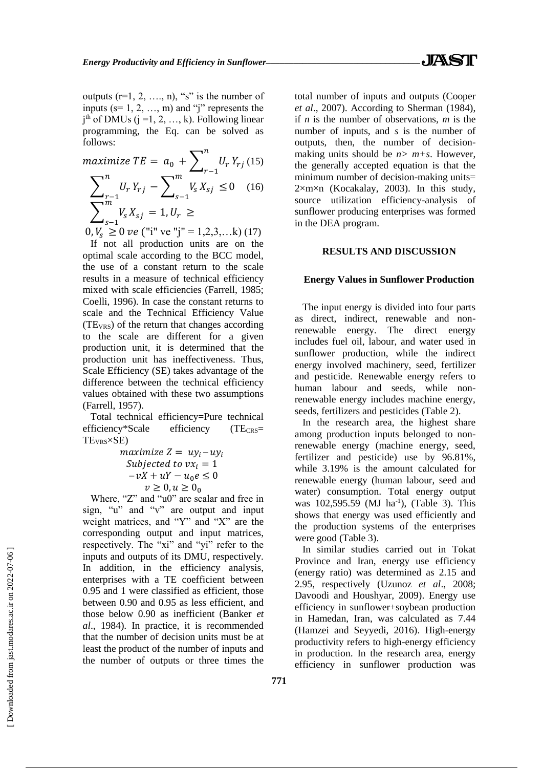outputs (r=1, 2, …., n), "s" is the number of inputs (s= 1, 2, …, m) and "j" represents the $j^{th}$ of DMUs (j =1, 2, …, k). Following linear programming, the Eq. can be solved as follows:

$$maximize\ TE = a_0 + \sum_{r-1}^{n} U_r Y_{rj} \quad (15)$$

$$\sum_{r-1}^{n} U_r Y_{rj} - \sum_{s-1}^{m} V_s X_{sj} \leq 0 \quad (16)$$

$$\sum_{s-1}^{m} V_s X_{sj} = 1, U_r \geq 0, V_s \geq 0\ ve\ (\text{"i" ve "j"} = 1,2,3,\ldots k) \quad (17)$$

If not all production units are on the optimal scale according to the BCC model, the use of a constant return to the scale results in a measure of technical efficiency mixed with scale efficiencies (Farrell, 1985; Coelli, 1996). In case the constant returns to scale and the Technical Efficiency Value ($TE_{VRS}$) of the return that changes according to the scale are different for a given production unit, it is determined that the production unit has ineffectiveness. Thus, Scale Efficiency (SE) takes advantage of the difference between the technical efficiency values obtained with these two assumptions (Farrell, 1957).

Total technical efficiency=Pure technical efficiency*Scale efficiency ($TE_{CRS}$= $TE_{VRS}$×SE)

$$maximize\ Z = uy_i - uy_i$$
$$Subjected\ to\ vx_i = 1$$
$$-vX + uY - u_0 e \leq 0$$
$$v \geq 0, u \geq 0_0$$

Where, "Z" and "u0" are scalar and free in sign, "u" and "v" are output and input weight matrices, and "Y" and "X" are the corresponding output and input matrices, respectively. The "xi" and "yi" refer to the inputs and outputs of its DMU, respectively. In addition, in the efficiency analysis, enterprises with a TE coefficient between 0.95 and 1 were classified as efficient, those between 0.90 and 0.95 as less efficient, and those below 0.90 as inefficient (Banker *et al*., 1984). In practice, it is recommended that the number of decision units must be at least the product of the number of inputs and the number of outputs or three times the total number of inputs and outputs (Cooper *et al*., 2007). According to Sherman (1984), if *n* is the number of observations, *m* is the number of inputs, and *s* is the number of outputs, then, the number of decision-making units should be *n*> *m*+*s*. However, the generally accepted equation is that the minimum number of decision-making units= 2×m×n (Kocakalay, 2003). In this study, source utilization efficiency-analysis of sunflower producing enterprises was formed in the DEA program.

## RESULTS AND DISCUSSION

### Energy Values in Sunflower Production

The input energy is divided into four parts as direct, indirect, renewable and non-renewable energy. The direct energy includes fuel oil, labour, and water used in sunflower production, while the indirect energy involved machinery, seed, fertilizer and pesticide. Renewable energy refers to human labour and seeds, while non-renewable energy includes machine energy, seeds, fertilizers and pesticides (Table 2).

In the research area, the highest share among production inputs belonged to non-renewable energy (machine energy, seed, fertilizer and pesticide) use by 96.81%, while 3.19% is the amount calculated for renewable energy (human labour, seed and water) consumption. Total energy output was 102,595.59 (MJ $ha^{-1}$), (Table 3). This shows that energy was used efficiently and the production systems of the enterprises were good (Table 3).

In similar studies carried out in Tokat Province and Iran, energy use efficiency (energy ratio) was determined as 2.15 and 2.95, respectively (Uzunoz *et al*., 2008; Davoodi and Houshyar, 2009). Energy use efficiency in sunflower+soybean production in Hamedan, Iran, was calculated as 7.44 (Hamzei and Seyyedi, 2016). High-energy productivity refers to high-energy efficiency in production. In the research area, energy efficiency in sunflower production was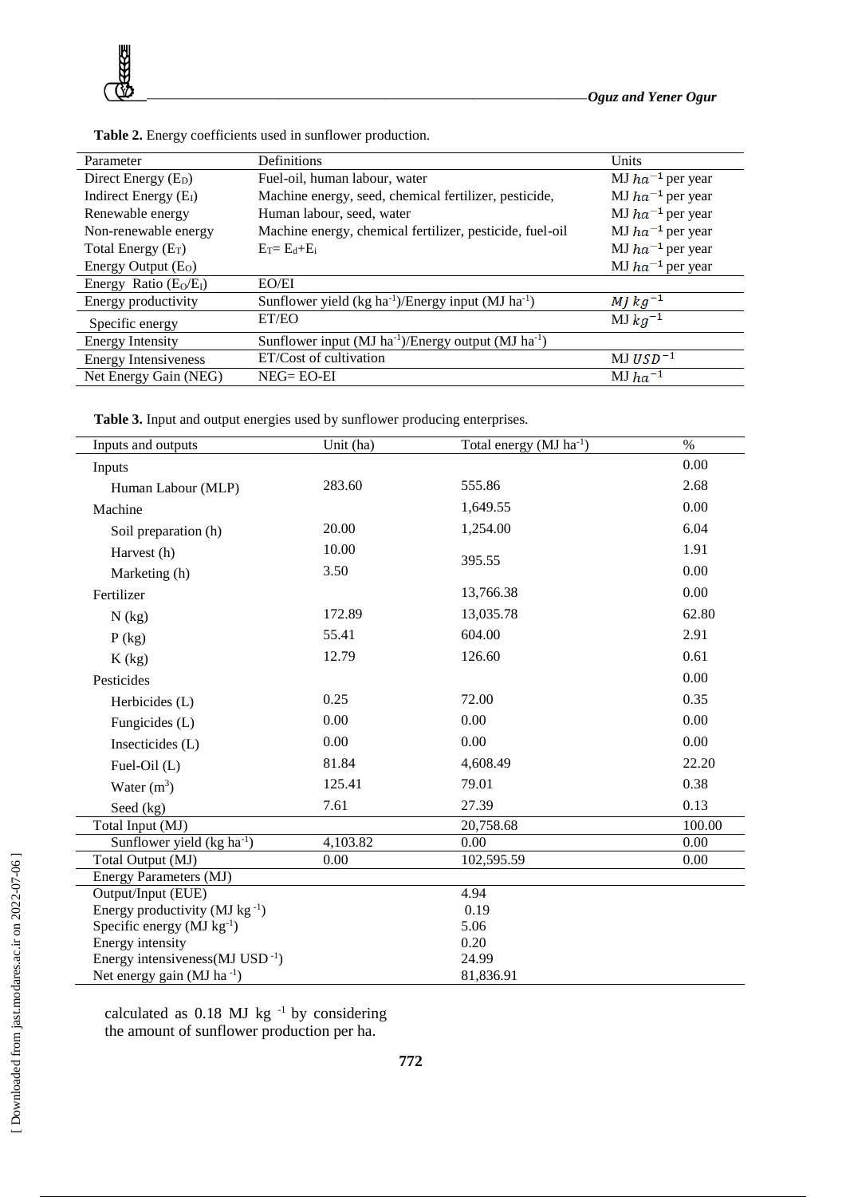**Table 2.** Energy coefficients used in sunflower production.

| Parameter | Definitions | Units |
|---|---|---|
| Direct Energy ($E_D$) | Fuel-oil, human labour, water | MJ $ha^{-1}$ per year |
| Indirect Energy ($E_I$) | Machine energy, seed, chemical fertilizer, pesticide, | MJ $ha^{-1}$ per year |
| Renewable energy | Human labour, seed, water | MJ $ha^{-1}$ per year |
| Non-renewable energy | Machine energy, chemical fertilizer, pesticide, fuel-oil | MJ $ha^{-1}$ per year |
| Total Energy ($E_T$) | $E_T = E_d + E_i$ | MJ $ha^{-1}$ per year |
| Energy Output ($E_O$) | | MJ $ha^{-1}$ per year |
| Energy Ratio ($E_O/E_I$) | EO/EI | |
| Energy productivity | Sunflower yield (kg $ha^{-1}$)/Energy input (MJ $ha^{-1}$) | $MJ\ kg^{-1}$ |
| Specific energy | ET/EO | MJ $kg^{-1}$ |
| Energy Intensity | Sunflower input (MJ $ha^{-1}$)/Energy output (MJ $ha^{-1}$) | |
| Energy Intensiveness | ET/Cost of cultivation | MJ $USD^{-1}$ |
| Net Energy Gain (NEG) | NEG= EO-EI | MJ $ha^{-1}$ |

**Table 3.** Input and output energies used by sunflower producing enterprises.

| Inputs and outputs | Unit (ha) | Total energy (MJ $ha^{-1}$) | % |
|---|---|---|---|
| Inputs | | | 0.00 |
| Human Labour (MLP) | 283.60 | 555.86 | 2.68 |
| Machine | | 1,649.55 | 0.00 |
| Soil preparation (h) | 20.00 | 1,254.00 | 6.04 |
| Harvest (h) | 10.00 | 395.55 | 1.91 |
| Marketing (h) | 3.50 | | 0.00 |
| Fertilizer | | 13,766.38 | 0.00 |
| N (kg) | 172.89 | 13,035.78 | 62.80 |
| P (kg) | 55.41 | 604.00 | 2.91 |
| K (kg) | 12.79 | 126.60 | 0.61 |
| Pesticides | | | 0.00 |
| Herbicides (L) | 0.25 | 72.00 | 0.35 |
| Fungicides (L) | 0.00 | 0.00 | 0.00 |
| Insecticides (L) | 0.00 | 0.00 | 0.00 |
| Fuel-Oil (L) | 81.84 | 4,608.49 | 22.20 |
| Water ($m^3$) | 125.41 | 79.01 | 0.38 |
| Seed (kg) | 7.61 | 27.39 | 0.13 |
| Total Input (MJ) | | 20,758.68 | 100.00 |
| Sunflower yield (kg $ha^{-1}$) | 4,103.82 | 0.00 | 0.00 |
| Total Output (MJ) | 0.00 | 102,595.59 | 0.00 |
| Energy Parameters (MJ) | | | |
| Output/Input (EUE) | | 4.94 | |
| Energy productivity (MJ $kg^{-1}$) | | 0.19 | |
| Specific energy (MJ $kg^{-1}$) | | 5.06 | |
| Energy intensity | | 0.20 | |
| Energy intensiveness(MJ $USD^{-1}$) | | 24.99 | |
| Net energy gain (MJ $ha^{-1}$) | | 81,836.91 | |

calculated as 0.18 MJ $kg^{-1}$ by considering the amount of sunflower production per ha.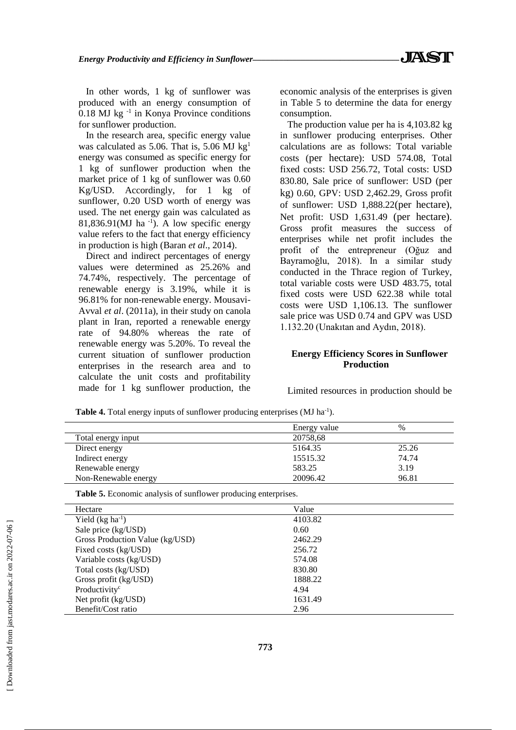In other words, 1 kg of sunflower was produced with an energy consumption of 0.18 MJ kg $^{-1}$ in Konya Province conditions for sunflower production.

In the research area, specific energy value was calculated as 5.06. That is, 5.06 MJ kg$^{1}$ energy was consumed as specific energy for 1 kg of sunflower production when the market price of 1 kg of sunflower was 0.60 Kg/USD. Accordingly, for 1 kg of sunflower, 0.20 USD worth of energy was used. The net energy gain was calculated as 81,836.91(MJ ha $^{-1}$). A low specific energy value refers to the fact that energy efficiency in production is high (Baran *et al*., 2014).

Direct and indirect percentages of energy values were determined as 25.26% and 74.74%, respectively. The percentage of renewable energy is 3.19%, while it is 96.81% for non-renewable energy. Mousavi-Avval *et al*. (2011a), in their study on canola plant in Iran, reported a renewable energy rate of 94.80% whereas the rate of renewable energy was 5.20%. To reveal the current situation of sunflower production enterprises in the research area and to calculate the unit costs and profitability made for 1 kg sunflower production, the economic analysis of the enterprises is given in Table 5 to determine the data for energy consumption.

The production value per ha is 4,103.82 kg in sunflower producing enterprises. Other calculations are as follows: Total variable costs (per hectare): USD 574.08, Total fixed costs: USD 256.72, Total costs: USD 830.80, Sale price of sunflower: USD (per kg) 0.60, GPV: USD 2,462.29, Gross profit of sunflower: USD 1,888.22(per hectare), Net profit: USD 1,631.49 (per hectare). Gross profit measures the success of enterprises while net profit includes the profit of the entrepreneur (Oğuz and Bayramoğlu, 2018). In a similar study conducted in the Thrace region of Turkey, total variable costs were USD 483.75, total fixed costs were USD 622.38 while total costs were USD 1,106.13. The sunflower sale price was USD 0.74 and GPV was USD 1.132.20 (Unakıtan and Aydın, 2018).

## Energy Efficiency Scores in Sunflower Production

Limited resources in production should be

**Table 4.** Total energy inputs of sunflower producing enterprises (MJ ha$^{-1}$).

| | Energy value | % |
|---|---|---|
| Total energy input | 20758,68 | |
| Direct energy | 5164.35 | 25.26 |
| Indirect energy | 15515.32 | 74.74 |
| Renewable energy | 583.25 | 3.19 |
| Non-Renewable energy | 20096.42 | 96.81 |

**Table 5.** Economic analysis of sunflower producing enterprises.

| Hectare | Value |
|---|---|
| Yield (kg ha$^{-1}$) | 4103.82 |
| Sale price (kg/USD) | 0.60 |
| Gross Production Value (kg/USD) | 2462.29 |
| Fixed costs (kg/USD) | 256.72 |
| Variable costs (kg/USD) | 574.08 |
| Total costs (kg/USD) | 830.80 |
| Gross profit (kg/USD) | 1888.22 |
| Productivity$^{c}$ | 4.94 |
| Net profit (kg/USD) | 1631.49 |
| Benefit/Cost ratio | 2.96 |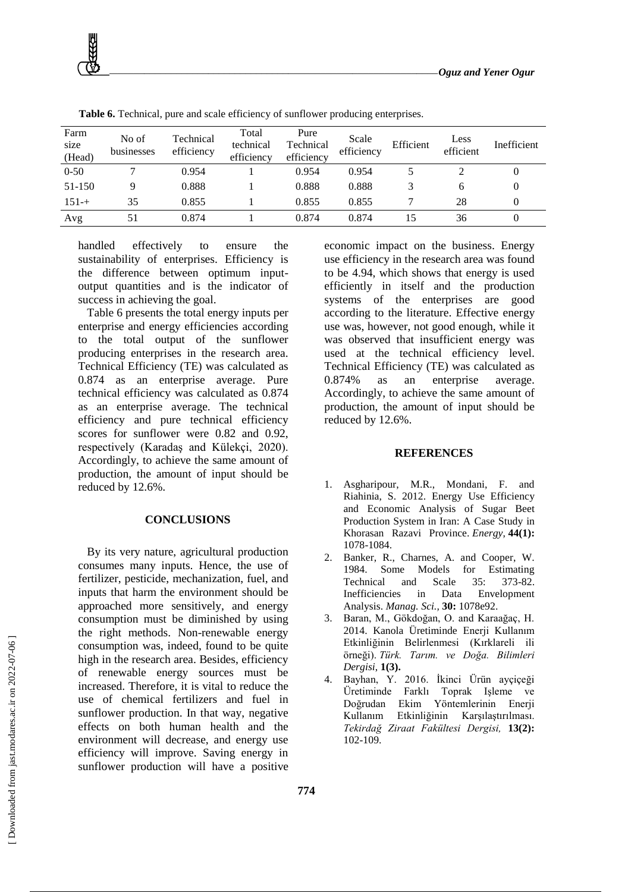**Table 6.** Technical, pure and scale efficiency of sunflower producing enterprises.

| Farm size (Head) | No of businesses | Technical efficiency | Total technical efficiency | Pure Technical efficiency | Scale efficiency | Efficient | Less efficient | Inefficient |
|---|---|---|---|---|---|---|---|---|
| 0-50 | 7 | 0.954 | 1 | 0.954 | 0.954 | 5 | 2 | 0 |
| 51-150 | 9 | 0.888 | 1 | 0.888 | 0.888 | 3 | 6 | 0 |
| 151-+ | 35 | 0.855 | 1 | 0.855 | 0.855 | 7 | 28 | 0 |
| Avg | 51 | 0.874 | 1 | 0.874 | 0.874 | 15 | 36 | 0 |

handled effectively to ensure the sustainability of enterprises. Efficiency is the difference between optimum input-output quantities and is the indicator of success in achieving the goal.

Table 6 presents the total energy inputs per enterprise and energy efficiencies according to the total output of the sunflower producing enterprises in the research area. Technical Efficiency (TE) was calculated as 0.874 as an enterprise average. Pure technical efficiency was calculated as 0.874 as an enterprise average. The technical efficiency and pure technical efficiency scores for sunflower were 0.82 and 0.92, respectively (Karadaş and Külekçi, 2020). Accordingly, to achieve the same amount of production, the amount of input should be reduced by 12.6%.

## CONCLUSIONS

By its very nature, agricultural production consumes many inputs. Hence, the use of fertilizer, pesticide, mechanization, fuel, and inputs that harm the environment should be approached more sensitively, and energy consumption must be diminished by using the right methods. Non-renewable energy consumption was, indeed, found to be quite high in the research area. Besides, efficiency of renewable energy sources must be increased. Therefore, it is vital to reduce the use of chemical fertilizers and fuel in sunflower production. In that way, negative effects on both human health and the environment will decrease, and energy use efficiency will improve. Saving energy in sunflower production will have a positive economic impact on the business. Energy use efficiency in the research area was found to be 4.94, which shows that energy is used efficiently in itself and the production systems of the enterprises are good according to the literature. Effective energy use was, however, not good enough, while it was observed that insufficient energy was used at the technical efficiency level. Technical Efficiency (TE) was calculated as 0.874% as an enterprise average. Accordingly, to achieve the same amount of production, the amount of input should be reduced by 12.6%.

## REFERENCES

1. Asgharipour, M.R., Mondani, F. and Riahinia, S. 2012. Energy Use Efficiency and Economic Analysis of Sugar Beet Production System in Iran: A Case Study in Khorasan Razavi Province. *Energy*, **44(1):** 1078-1084.
2. Banker, R., Charnes, A. and Cooper, W. 1984. Some Models for Estimating Technical and Scale 35: 373-82. Inefficiencies in Data Envelopment Analysis. *Manag. Sci.,* **30:** 1078e92.
3. Baran, M., Gökdoğan, O. and Karaağaç, H. 2014. Kanola Üretiminde Enerji Kullanım Etkinliğinin Belirlenmesi (Kırklareli ili örneği). *Türk. Tarım. ve Doğa. Bilimleri Dergisi*, **1(3).**
4. Bayhan, Y. 2016. İkinci Ürün ayçiçeği Üretiminde Farklı Toprak Işleme ve Doğrudan Ekim Yöntemlerinin Enerji Kullanım Etkinliğinin Karşılaştırılması. *Tekirdağ Ziraat Fakültesi Dergisi,* **13(2):** 102-109.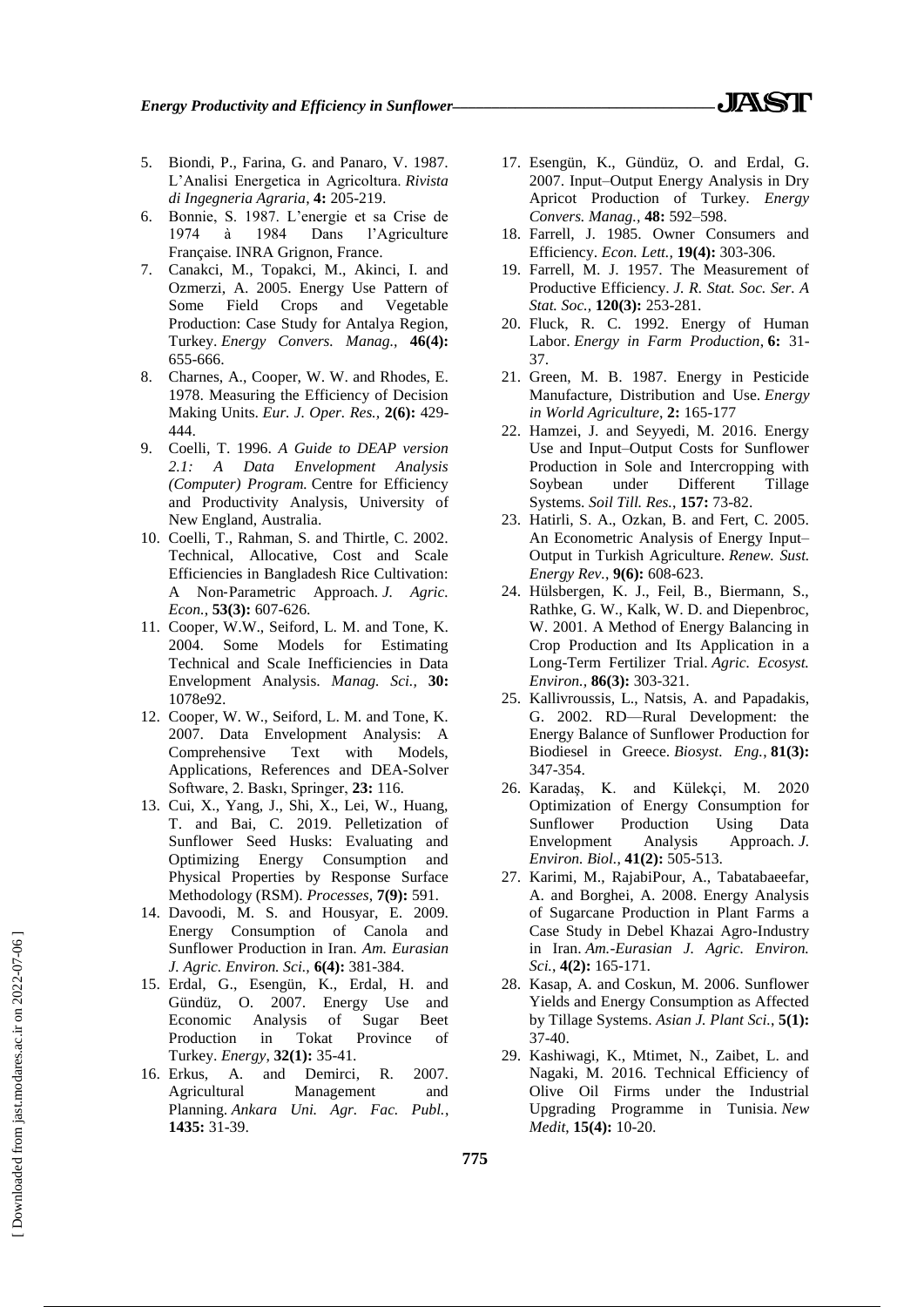5. Biondi, P., Farina, G. and Panaro, V. 1987. L'Analisi Energetica in Agricoltura. *Rivista di Ingegneria Agraria*, **4:** 205-219.
6. Bonnie, S. 1987. L'energie et sa Crise de 1974 à 1984 Dans l'Agriculture Française. INRA Grignon, France.
7. Canakci, M., Topakci, M., Akinci, I. and Ozmerzi, A. 2005. Energy Use Pattern of Some Field Crops and Vegetable Production: Case Study for Antalya Region, Turkey. *Energy Convers. Manag.,* **46(4):** 655-666.
8. Charnes, A., Cooper, W. W. and Rhodes, E. 1978. Measuring the Efficiency of Decision Making Units. *Eur. J. Oper. Res.,* **2(6):** 429-444.
9. Coelli, T. 1996. *A Guide to DEAP version 2.1: A Data Envelopment Analysis (Computer) Program.* Centre for Efficiency and Productivity Analysis, University of New England, Australia.
10. Coelli, T., Rahman, S. and Thirtle, C. 2002. Technical, Allocative, Cost and Scale Efficiencies in Bangladesh Rice Cultivation: A Non‐Parametric Approach. *J. Agric. Econ.,* **53(3):** 607-626.
11. Cooper, W.W., Seiford, L. M. and Tone, K. 2004. Some Models for Estimating Technical and Scale Inefficiencies in Data Envelopment Analysis. *Manag. Sci.,* **30:** 1078e92.
12. Cooper, W. W., Seiford, L. M. and Tone, K. 2007. Data Envelopment Analysis: A Comprehensive Text with Models, Applications, References and DEA-Solver Software, 2. Baskı, Springer, **23:** 116.
13. Cui, X., Yang, J., Shi, X., Lei, W., Huang, T. and Bai, C. 2019. Pelletization of Sunflower Seed Husks: Evaluating and Optimizing Energy Consumption and Physical Properties by Response Surface Methodology (RSM). *Processes*, **7(9):** 591.
14. Davoodi, M. S. and Housyar, E. 2009. Energy Consumption of Canola and Sunflower Production in Iran. *Am. Eurasian J. Agric. Environ. Sci.,* **6(4):** 381-384.
15. Erdal, G., Esengün, K., Erdal, H. and Gündüz, O. 2007. Energy Use and Economic Analysis of Sugar Beet Production in Tokat Province of Turkey. *Energy,* **32(1):** 35-41.
16. Erkus, A. and Demirci, R. 2007. Agricultural Management and Planning. *Ankara Uni. Agr. Fac. Publ.*, **1435:** 31-39.
17. Esengün, K., Gündüz, O. and Erdal, G. 2007. Input–Output Energy Analysis in Dry Apricot Production of Turkey. *Energy Convers. Manag.*, **48:** 592–598.
18. Farrell, J. 1985. Owner Consumers and Efficiency. *Econ. Lett.,* **19(4):** 303-306.
19. Farrell, M. J. 1957. The Measurement of Productive Efficiency. *J. R. Stat. Soc. Ser. A Stat. Soc.,* **120(3):** 253-281.
20. Fluck, R. C. 1992. Energy of Human Labor. *Energy in Farm Production*, **6:** 31-37.
21. Green, M. B. 1987. Energy in Pesticide Manufacture, Distribution and Use. *Energy in World Agriculture*, **2:** 165-177
22. Hamzei, J. and Seyyedi, M. 2016. Energy Use and Input–Output Costs for Sunflower Production in Sole and Intercropping with Soybean under Different Tillage Systems. *Soil Till. Res.*, **157:** 73-82.
23. Hatirli, S. A., Ozkan, B. and Fert, C. 2005. An Econometric Analysis of Energy Input–Output in Turkish Agriculture. *Renew. Sust. Energy Rev.*, **9(6):** 608-623.
24. Hülsbergen, K. J., Feil, B., Biermann, S., Rathke, G. W., Kalk, W. D. and Diepenbroc, W. 2001. A Method of Energy Balancing in Crop Production and Its Application in a Long-Term Fertilizer Trial. *Agric. Ecosyst. Environ.*, **86(3):** 303-321.
25. Kallivroussis, L., Natsis, A. and Papadakis, G. 2002. RD—Rural Development: the Energy Balance of Sunflower Production for Biodiesel in Greece. *Biosyst. Eng.*, **81(3):** 347-354.
26. Karadaş, K. and Külekçi, M. 2020 Optimization of Energy Consumption for Sunflower Production Using Data Envelopment Analysis Approach. *J. Environ. Biol.*, **41(2):** 505-513.
27. Karimi, M., RajabiPour, A., Tabatabaeefar, A. and Borghei, A. 2008. Energy Analysis of Sugarcane Production in Plant Farms a Case Study in Debel Khazai Agro-Industry in Iran. *Am.-Eurasian J. Agric. Environ. Sci.*, **4(2):** 165-171.
28. Kasap, A. and Coskun, M. 2006. Sunflower Yields and Energy Consumption as Affected by Tillage Systems. *Asian J. Plant Sci.*, **5(1):** 37-40.
29. Kashiwagi, K., Mtimet, N., Zaibet, L. and Nagaki, M. 2016. Technical Efficiency of Olive Oil Firms under the Industrial Upgrading Programme in Tunisia. *New Medit*, **15(4):** 10-20.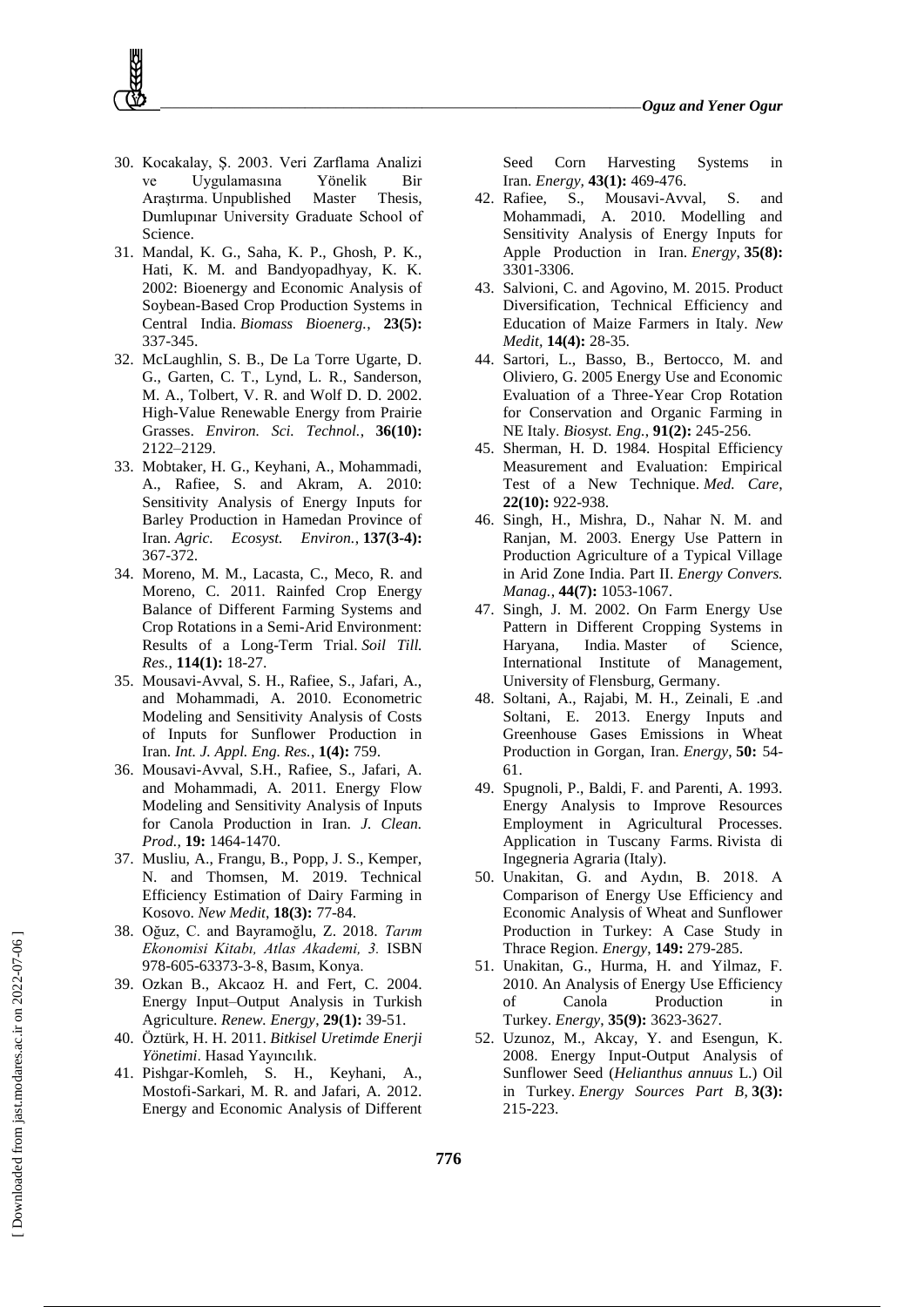30. Kocakalay, Ş. 2003. Veri Zarflama Analizi ve Uygulamasına Yönelik Bir Araştırma. Unpublished Master Thesis, Dumlupınar University Graduate School of Science.
31. Mandal, K. G., Saha, K. P., Ghosh, P. K., Hati, K. M. and Bandyopadhyay, K. K. 2002: Bioenergy and Economic Analysis of Soybean-Based Crop Production Systems in Central India. *Biomass Bioenerg.*, **23(5):** 337-345.
32. McLaughlin, S. B., De La Torre Ugarte, D. G., Garten, C. T., Lynd, L. R., Sanderson, M. A., Tolbert, V. R. and Wolf D. D. 2002. High-Value Renewable Energy from Prairie Grasses. *Environ. Sci. Technol.*, **36(10):** 2122–2129.
33. Mobtaker, H. G., Keyhani, A., Mohammadi, A., Rafiee, S. and Akram, A. 2010: Sensitivity Analysis of Energy Inputs for Barley Production in Hamedan Province of Iran. *Agric. Ecosyst. Environ.*, **137(3-4):** 367-372.
34. Moreno, M. M., Lacasta, C., Meco, R. and Moreno, C. 2011. Rainfed Crop Energy Balance of Different Farming Systems and Crop Rotations in a Semi-Arid Environment: Results of a Long-Term Trial. *Soil Till. Res.*, **114(1):** 18-27.
35. Mousavi-Avval, S. H., Rafiee, S., Jafari, A., and Mohammadi, A. 2010. Econometric Modeling and Sensitivity Analysis of Costs of Inputs for Sunflower Production in Iran. *Int. J. Appl. Eng. Res.*, **1(4):** 759.
36. Mousavi-Avval, S.H., Rafiee, S., Jafari, A. and Mohammadi, A. 2011. Energy Flow Modeling and Sensitivity Analysis of Inputs for Canola Production in Iran. *J. Clean. Prod.*, **19:** 1464-1470.
37. Musliu, A., Frangu, B., Popp, J. S., Kemper, N. and Thomsen, M. 2019. Technical Efficiency Estimation of Dairy Farming in Kosovo. *New Medit*, **18(3):** 77-84.
38. Oğuz, C. and Bayramoğlu, Z. 2018. *Tarım Ekonomisi Kitabı, Atlas Akademi, 3.* ISBN 978-605-63373-3-8, Basım, Konya.
39. Ozkan B., Akcaoz H. and Fert, C. 2004. Energy Input–Output Analysis in Turkish Agriculture. *Renew. Energy*, **29(1):** 39-51.
40. Öztürk, H. H. 2011. *Bitkisel Uretimde Enerji Yönetimi*. Hasad Yayıncılık.
41. Pishgar-Komleh, S. H., Keyhani, A., Mostofi-Sarkari, M. R. and Jafari, A. 2012. Energy and Economic Analysis of Different Seed Corn Harvesting Systems in Iran. *Energy*, **43(1):** 469-476.
42. Rafiee, S., Mousavi-Avval, S. and Mohammadi, A. 2010. Modelling and Sensitivity Analysis of Energy Inputs for Apple Production in Iran. *Energy*, **35(8):** 3301-3306.
43. Salvioni, C. and Agovino, M. 2015. Product Diversification, Technical Efficiency and Education of Maize Farmers in Italy. *New Medit*, **14(4):** 28-35.
44. Sartori, L., Basso, B., Bertocco, M. and Oliviero, G. 2005 Energy Use and Economic Evaluation of a Three-Year Crop Rotation for Conservation and Organic Farming in NE Italy. *Biosyst. Eng.*, **91(2):** 245-256.
45. Sherman, H. D. 1984. Hospital Efficiency Measurement and Evaluation: Empirical Test of a New Technique. *Med. Care*, **22(10):** 922-938.
46. Singh, H., Mishra, D., Nahar N. M. and Ranjan, M. 2003. Energy Use Pattern in Production Agriculture of a Typical Village in Arid Zone India. Part II. *Energy Convers. Manag.*, **44(7):** 1053-1067.
47. Singh, J. M. 2002. On Farm Energy Use Pattern in Different Cropping Systems in Haryana, India. Master of Science, International Institute of Management, University of Flensburg, Germany.
48. Soltani, A., Rajabi, M. H., Zeinali, E .and Soltani, E. 2013. Energy Inputs and Greenhouse Gases Emissions in Wheat Production in Gorgan, Iran. *Energy*, **50:** 54-61.
49. Spugnoli, P., Baldi, F. and Parenti, A. 1993. Energy Analysis to Improve Resources Employment in Agricultural Processes. Application in Tuscany Farms. Rivista di Ingegneria Agraria (Italy).
50. Unakitan, G. and Aydın, B. 2018. A Comparison of Energy Use Efficiency and Economic Analysis of Wheat and Sunflower Production in Turkey: A Case Study in Thrace Region. *Energy*, **149:** 279-285.
51. Unakitan, G., Hurma, H. and Yilmaz, F. 2010. An Analysis of Energy Use Efficiency of Canola Production in Turkey. *Energy*, **35(9):** 3623-3627.
52. Uzunoz, M., Akcay, Y. and Esengun, K. 2008. Energy Input-Output Analysis of Sunflower Seed (*Helianthus annuus* L.) Oil in Turkey. *Energy Sources Part B*, **3(3):** 215-223.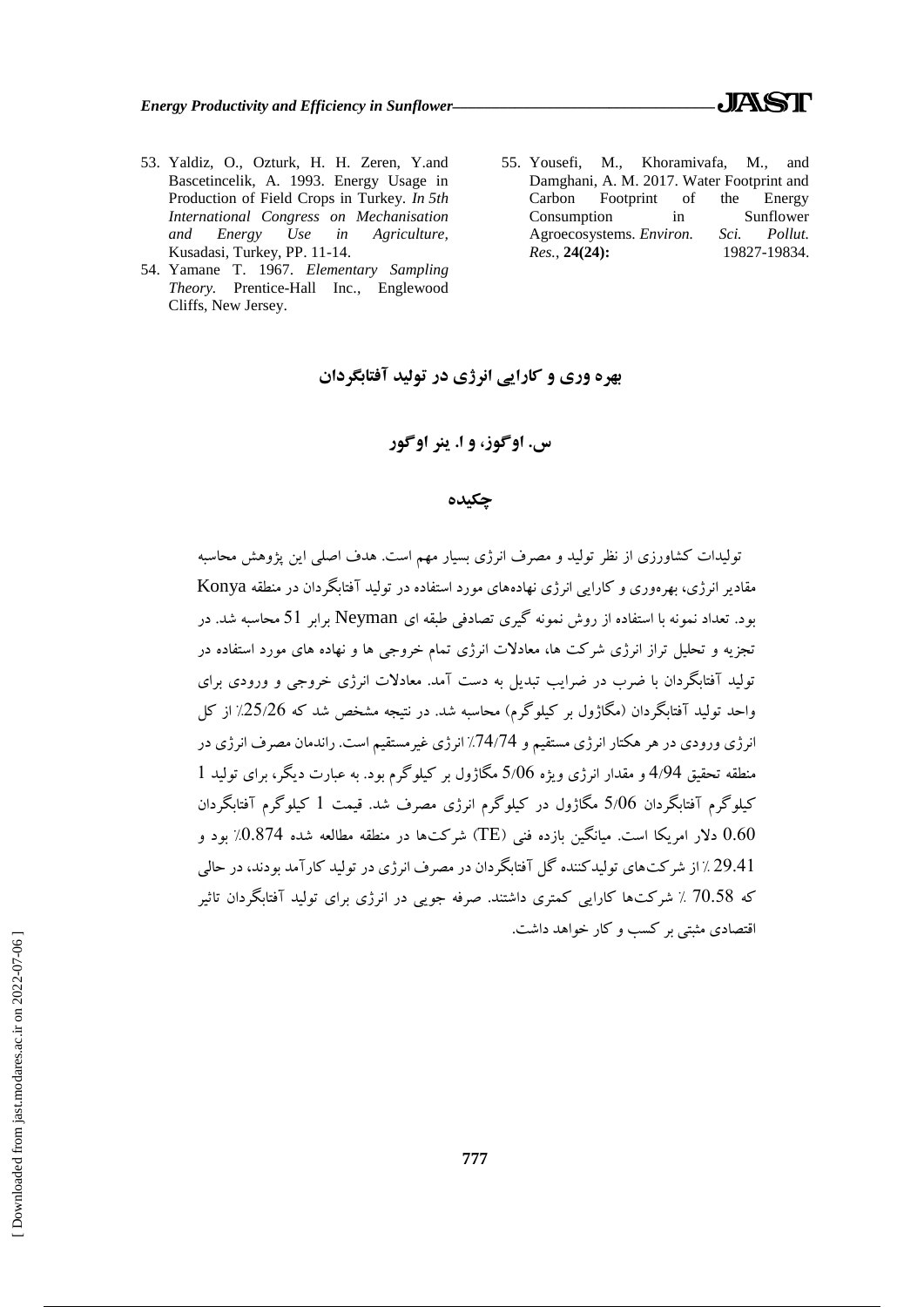53. Yaldiz, O., Ozturk, H. H. Zeren, Y.and Bascetincelik, A. 1993. Energy Usage in Production of Field Crops in Turkey. *In 5th International Congress on Mechanisation and Energy Use in Agriculture,* Kusadasi, Turkey, PP. 11-14.
54. Yamane T. 1967. *Elementary Sampling Theory.* Prentice-Hall Inc., Englewood Cliffs, New Jersey.
55. Yousefi, M., Khoramivafa, M., and Damghani, A. M. 2017. Water Footprint and Carbon Footprint of the Energy Consumption in Sunflower Agroecosystems. *Environ. Sci. Pollut. Res.*, **24(24):** 19827-19834.

# بهره وری و کارایی انرژی در تولید آفتابگردان

## س. اوگوز، و ا. ینر اوگور

## چکیده

تولیدات کشاورزی از نظر تولید و مصرف انرژی بسیار مهم است. هدف اصلی این پژوهش محاسبه مقادیر انرژی، بهره‌وری و کارایی انرژی نهاده‌های مورد استفاده در تولید آفتابگردان در منطقه Konya بود. تعداد نمونه با استفاده از روش نمونه گیری تصادفی طبقه ای Neyman برابر 51 محاسبه شد. در تجزیه و تحلیل تراز انرژی شرکت ها، معادلات انرژی تمام خروجی ها و نهاده های مورد استفاده در تولید آفتابگردان با ضرب در ضرایب تبدیل به دست آمد. معادلات انرژی خروجی و ورودی برای واحد تولید آفتابگردان (مگاژول بر کیلوگرم) محاسبه شد. در نتیجه مشخص شد که 25/26٪ از کل انرژی ورودی در هر هکتار انرژی مستقیم و 74/74٪ انرژی غیرمستقیم است. راندمان مصرف انرژی در منطقه تحقیق 4/94 و مقدار انرژی ویژه 5/06 مگاژول بر کیلوگرم بود. به عبارت دیگر، برای تولید 1 کیلوگرم آفتابگردان 5/06 مگاژول در کیلوگرم انرژی مصرف شد. قیمت 1 کیلوگرم آفتابگردان 0.60 دلار امریکا است. میانگین بازده فنی (TE) شرکت‌ها در منطقه مطالعه شده 0.874٪ بود و 29.41 ٪ از شرکت‌های تولیدکننده گل آفتابگردان در مصرف انرژی در تولید کارآمد بودند، در حالی که 70.58 ٪ شرکت‌ها کارایی کمتری داشتند. صرفه جویی در انرژی برای تولید آفتابگردان تاثیر اقتصادی مثبتی بر کسب و کار خواهد داشت.